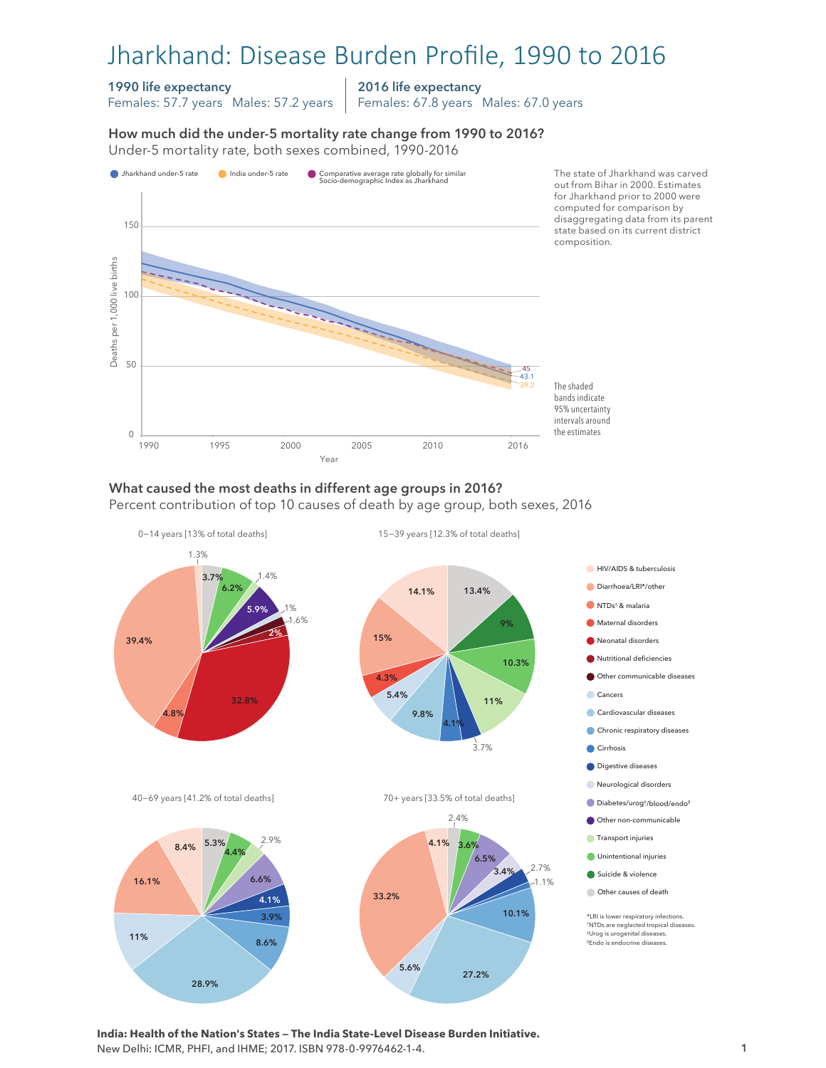# Jharkhand: Disease Burden Profile, 1990 to 2016

**1990 life expectancy**
Females: 57.7 years  Males: 57.2 years

**2016 life expectancy**
Females: 67.8 years  Males: 67.0 years

### How much did the under-5 mortality rate change from 1990 to 2016?

Under-5 mortality rate, both sexes combined, 1990-2016

Jharkhand under-5 rate | India under-5 rate | Comparative average rate globally for similar Socio-demographic Index as Jharkhand

Deaths per 1,000 live births (0–150); Year (1990–2016)

2016 values: 45 (comparative average), 43.1 (Jharkhand), 39.2 (India)

The state of Jharkhand was carved out from Bihar in 2000. Estimates for Jharkhand prior to 2000 were computed for comparison by disaggregating data from its parent state based on its current district composition.

The shaded bands indicate 95% uncertainty intervals around the estimates

### What caused the most deaths in different age groups in 2016?

Percent contribution of top 10 causes of death by age group, both sexes, 2016

**0–14 years [13% of total deaths]**

39.4%, 32.8%, 6.2%, 5.9%, 4.8%, 3.7%, 2%, 1.6%, 1.4%, 1.3%, 1%

**15–39 years [12.3% of total deaths]**

15%, 14.1%, 13.4%, 11%, 10.3%, 9.8%, 9%, 5.4%, 4.3%, 4.1%, 3.7%

**40–69 years [41.2% of total deaths]**

28.9%, 16.1%, 11%, 8.6%, 8.4%, 6.6%, 5.3%, 4.4%, 4.1%, 3.9%, 2.9%

**70+ years [33.5% of total deaths]**

33.2%, 27.2%, 10.1%, 6.5%, 5.6%, 4.1%, 3.6%, 3.4%, 2.7%, 2.4%, 1.1%

Legend:
- HIV/AIDS & tuberculosis
- Diarrhoea/LRI*/other
- NTDs† & malaria
- Maternal disorders
- Neonatal disorders
- Nutritional deficiencies
- Other communicable diseases
- Cancers
- Cardiovascular diseases
- Chronic respiratory diseases
- Cirrhosis
- Digestive diseases
- Neurological disorders
- Diabetes/urog‡/blood/endo§
- Other non-communicable
- Transport injuries
- Unintentional injuries
- Suicide & violence
- Other causes of death

*LRI is lower respiratory infections.
†NTDs are neglected tropical diseases.
‡Urog is urogenital diseases.
§Endo is endocrine diseases.

**India: Health of the Nation's States — The India State-Level Disease Burden Initiative.**
New Delhi: ICMR, PHFI, and IHME; 2017. ISBN 978-0-9976462-1-4.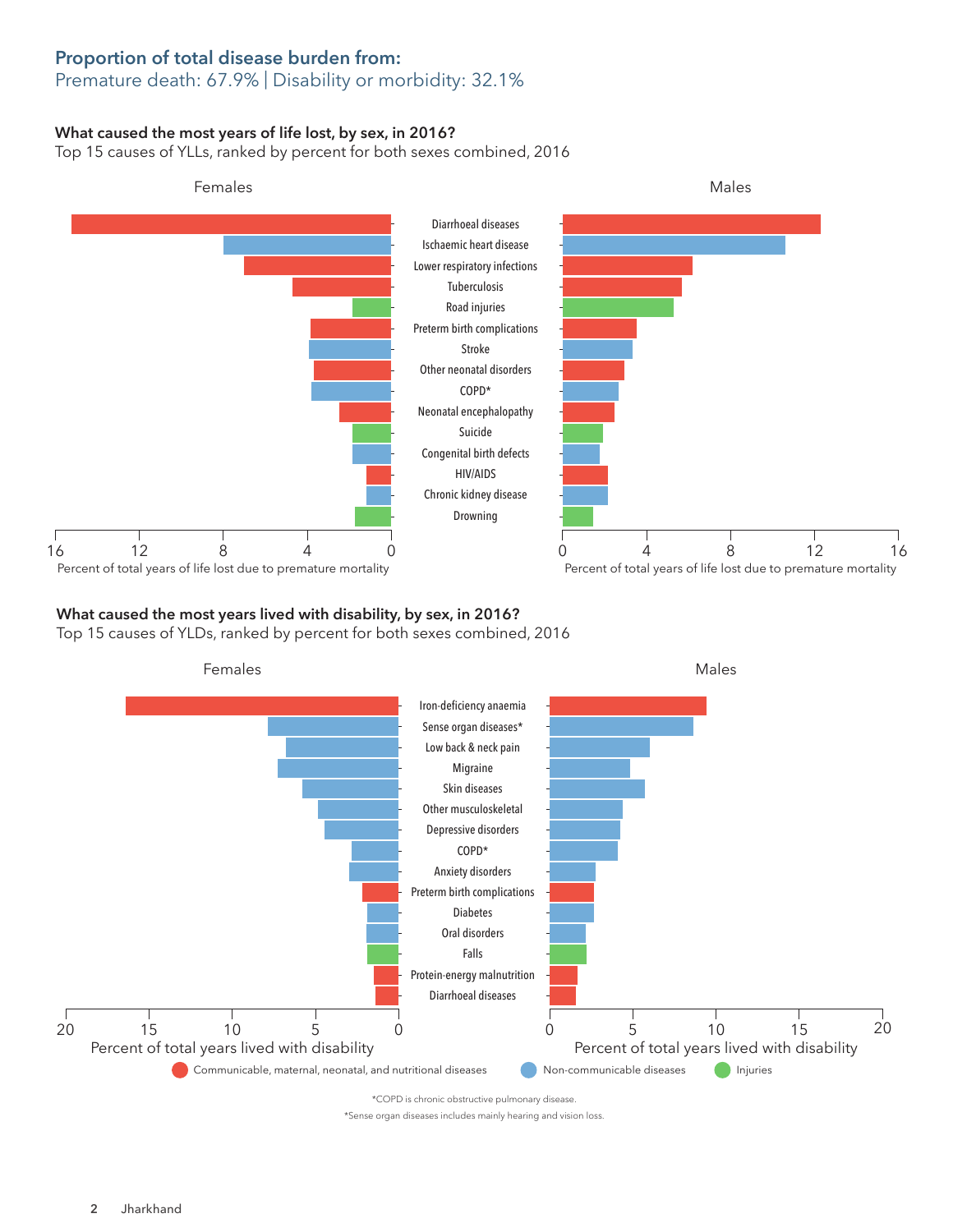## Proportion of total disease burden from:

Premature death: 67.9% | Disability or morbidity: 32.1%

### What caused the most years of life lost, by sex, in 2016?

Top 15 causes of YLLs, ranked by percent for both sexes combined, 2016

Females | Males

- Diarrhoeal diseases
- Ischaemic heart disease
- Lower respiratory infections
- Tuberculosis
- Road injuries
- Preterm birth complications
- Stroke
- Other neonatal disorders
- COPD*
- Neonatal encephalopathy
- Suicide
- Congenital birth defects
- HIV/AIDS
- Chronic kidney disease
- Drowning

Percent of total years of life lost due to premature mortality

### What caused the most years lived with disability, by sex, in 2016?

Top 15 causes of YLDs, ranked by percent for both sexes combined, 2016

Females | Males

- Iron-deficiency anaemia
- Sense organ diseases*
- Low back & neck pain
- Migraine
- Skin diseases
- Other musculoskeletal
- Depressive disorders
- COPD*
- Anxiety disorders
- Preterm birth complications
- Diabetes
- Oral disorders
- Falls
- Protein-energy malnutrition
- Diarrhoeal diseases

Percent of total years lived with disability

Communicable, maternal, neonatal, and nutritional diseases | Non-communicable diseases | Injuries

*COPD is chronic obstructive pulmonary disease.

*Sense organ diseases includes mainly hearing and vision loss.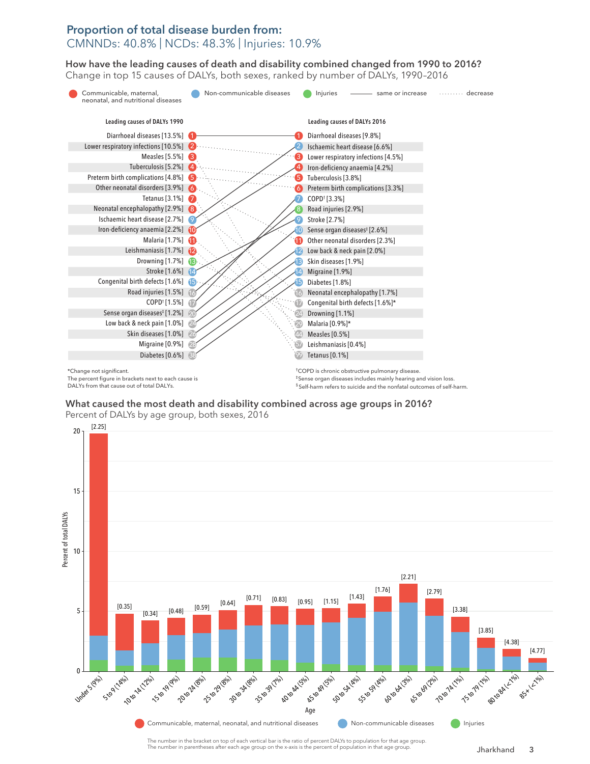## Proportion of total disease burden from:

CMNNDs: 40.8% | NCDs: 48.3% | Injuries: 10.9%

### How have the leading causes of death and disability combined changed from 1990 to 2016?

Change in top 15 causes of DALYs, both sexes, ranked by number of DALYs, 1990–2016

Legend: Communicable, maternal, neonatal, and nutritional diseases | Non-communicable diseases | Injuries | ——— same or increase | ········ decrease

| Rank | Leading causes of DALYs 1990 | Rank | Leading causes of DALYs 2016 |
|---|---|---|---|
| 1 | Diarrhoeal diseases [13.5%] | 1 | Diarrhoeal diseases [9.8%] |
| 2 | Lower respiratory infections [10.5%] | 2 | Ischaemic heart disease [6.6%] |
| 3 | Measles [5.5%] | 3 | Lower respiratory infections [4.5%] |
| 4 | Tuberculosis [5.2%] | 4 | Iron-deficiency anaemia [4.2%] |
| 5 | Preterm birth complications [4.8%] | 5 | Tuberculosis [3.8%] |
| 6 | Other neonatal disorders [3.9%] | 6 | Preterm birth complications [3.3%] |
| 7 | Tetanus [3.1%] | 7 | COPD† [3.3%] |
| 8 | Neonatal encephalopathy [2.9%] | 8 | Road injuries [2.9%] |
| 9 | Ischaemic heart disease [2.7%] | 9 | Stroke [2.7%] |
| 10 | Iron-deficiency anaemia [2.2%] | 10 | Sense organ diseases‡ [2.6%] |
| 11 | Malaria [1.7%] | 11 | Other neonatal disorders [2.3%] |
| 12 | Leishmaniasis [1.7%] | 12 | Low back & neck pain [2.0%] |
| 13 | Drowning [1.7%] | 13 | Skin diseases [1.9%] |
| 14 | Stroke [1.6%] | 14 | Migraine [1.9%] |
| 15 | Congenital birth defects [1.6%] | 15 | Diabetes [1.8%] |
| 16 | Road injuries [1.5%] | 16 | Neonatal encephalopathy [1.7%] |
| 17 | COPD† [1.5%] | 17 | Congenital birth defects [1.6%]* |
| 20 | Sense organ diseases‡ [1.2%] | 24 | Drowning [1.1%] |
| 24 | Low back & neck pain [1.0%] | 29 | Malaria [0.9%]* |
| 26 | Skin diseases [1.0%] | 44 | Measles [0.5%] |
| 28 | Migraine [0.9%] | 57 | Leishmaniasis [0.4%] |
| 38 | Diabetes [0.6%] | 99 | Tetanus [0.1%] |

*Change not significant.
The percent figure in brackets next to each cause is DALYs from that cause out of total DALYs.

†COPD is chronic obstructive pulmonary disease.
‡Sense organ diseases includes mainly hearing and vision loss.
§Self-harm refers to suicide and the nonfatal outcomes of self-harm.

### What caused the most death and disability combined across age groups in 2016?

Percent of DALYs by age group, both sexes, 2016

| Age (percent of population) | Ratio of percent DALYs to population |
|---|---|
| Under 5 (9%) | 2.25 |
| 5 to 9 (14%) | 0.35 |
| 10 to 14 (12%) | 0.34 |
| 15 to 19 (9%) | 0.48 |
| 20 to 24 (8%) | 0.59 |
| 25 to 29 (8%) | 0.64 |
| 30 to 34 (8%) | 0.71 |
| 35 to 39 (7%) | 0.83 |
| 40 to 44 (5%) | 0.95 |
| 45 to 49 (5%) | 1.15 |
| 50 to 54 (4%) | 1.43 |
| 55 to 59 (4%) | 1.76 |
| 60 to 64 (3%) | 2.21 |
| 65 to 69 (2%) | 2.79 |
| 70 to 74 (1%) | 3.38 |
| 75 to 79 (1%) | 3.85 |
| 80 to 84 (<1%) | 4.38 |
| 85+ (<1%) | 4.77 |

Legend: Communicable, maternal, neonatal, and nutritional diseases | Non-communicable diseases | Injuries

The number in the bracket on top of each vertical bar is the ratio of percent DALYs to population for that age group.
The number in parentheses after each age group on the x-axis is the percent of population in that age group.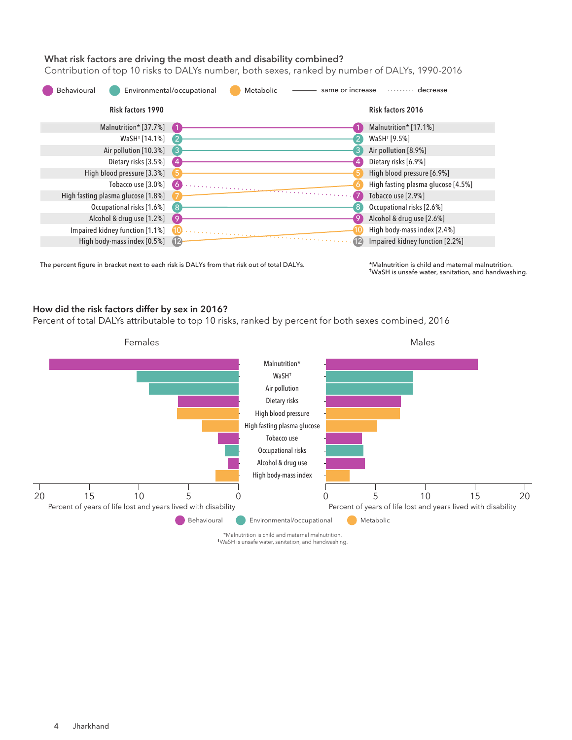## What risk factors are driving the most death and disability combined?

Contribution of top 10 risks to DALYs number, both sexes, ranked by number of DALYs, 1990-2016

Behavioural · Environmental/occupational · Metabolic · same or increase · decrease

**Risk factors 1990**

1 Malnutrition* [37.7%]
2 WaSH† [14.1%]
3 Air pollution [10.3%]
4 Dietary risks [3.5%]
5 High blood pressure [3.3%]
6 Tobacco use [3.0%]
7 High fasting plasma glucose [1.8%]
8 Occupational risks [1.6%]
9 Alcohol & drug use [1.2%]
10 Impaired kidney function [1.1%]
12 High body-mass index [0.5%]

**Risk factors 2016**

1 Malnutrition* [17.1%]
2 WaSH† [9.5%]
3 Air pollution [8.9%]
4 Dietary risks [6.9%]
5 High blood pressure [6.9%]
6 High fasting plasma glucose [4.5%]
7 Tobacco use [2.9%]
8 Occupational risks [2.6%]
9 Alcohol & drug use [2.6%]
10 High body-mass index [2.4%]
12 Impaired kidney function [2.2%]

The percent figure in bracket next to each risk is DALYs from that risk out of total DALYs.

*Malnutrition is child and maternal malnutrition.
†WaSH is unsafe water, sanitation, and handwashing.

## How did the risk factors differ by sex in 2016?

Percent of total DALYs attributable to top 10 risks, ranked by percent for both sexes combined, 2016

Females | Males

Malnutrition*
WaSH†
Air pollution
Dietary risks
High blood pressure
High fasting plasma glucose
Tobacco use
Occupational risks
Alcohol & drug use
High body-mass index

20 15 10 5 0 | 0 5 10 15 20

Percent of years of life lost and years lived with disability | Percent of years of life lost and years lived with disability

Behavioural · Environmental/occupational · Metabolic

*Malnutrition is child and maternal malnutrition.
†WaSH is unsafe water, sanitation, and handwashing.